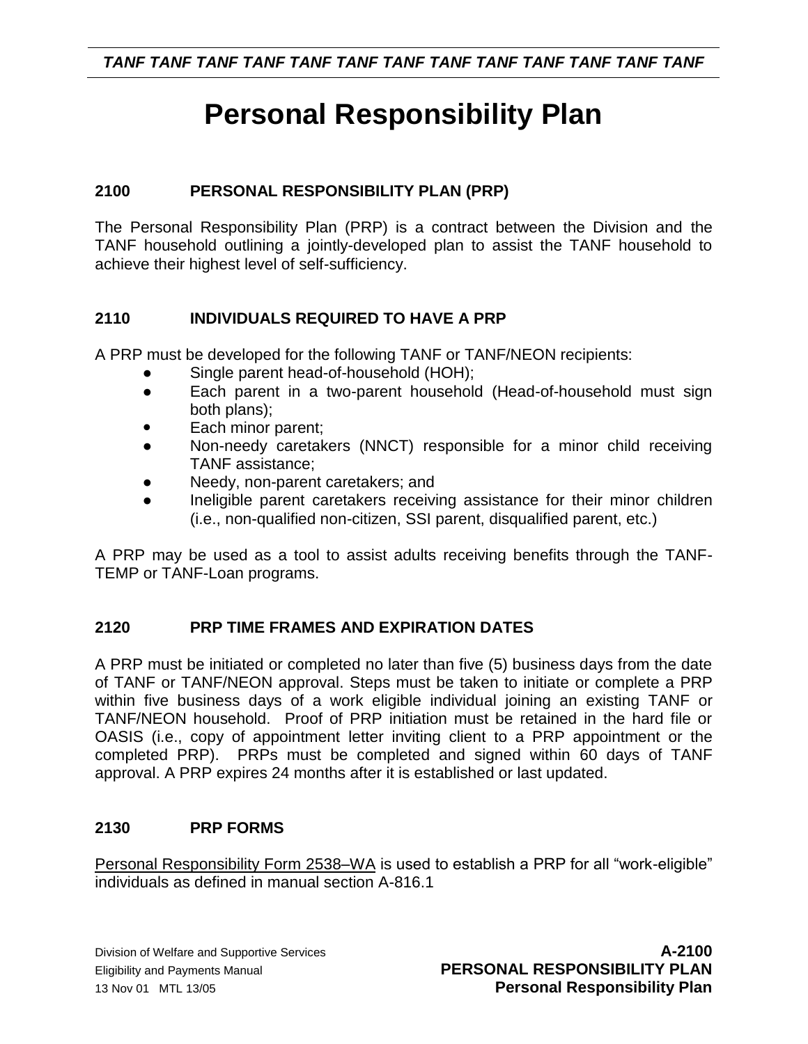# Personal Responsibility Plan

## 2100 PERSONAL RESPONSIBILITY PLAN (PRP)

The Personal Responsibility Plan (PRP) is a contract between the Division and the TANF household outlining a jointly-developed plan to assist the TANF household to achieve their highest level of self-sufficiency.

## 2110 INDIVIDUALS REQUIRED TO HAVE A PRP

A PRP must be developed for the following TANF or TANF/NEON recipients:

- Single parent head-of-household (HOH);
- Each parent in a two-parent household (Head-of-household must sign both plans);
- Each minor parent;
- Non-needy caretakers (NNCT) responsible for a minor child receiving TANF assistance;
- Needy, non-parent caretakers; and
- Ineligible parent caretakers receiving assistance for their minor children (i.e., non-qualified non-citizen, SSI parent, disqualified parent, etc.)

A PRP may be used as a tool to assist adults receiving benefits through the TANF-TEMP or TANF-Loan programs.

## 2120 PRP TIME FRAMES AND EXPIRATION DATES

A PRP must be initiated or completed no later than five (5) business days from the date of TANF or TANF/NEON approval. Steps must be taken to initiate or complete a PRP within five business days of a work eligible individual joining an existing TANF or TANF/NEON household. Proof of PRP initiation must be retained in the hard file or OASIS (i.e., copy of appointment letter inviting client to a PRP appointment or the completed PRP). PRPs must be completed and signed within 60 days of TANF approval. A PRP expires 24 months after it is established or last updated.

## 2130 PRP FORMS

Personal Responsibility Form 2538–WA is used to establish a PRP for all "work-eligible" individuals as defined in manual section A-816.1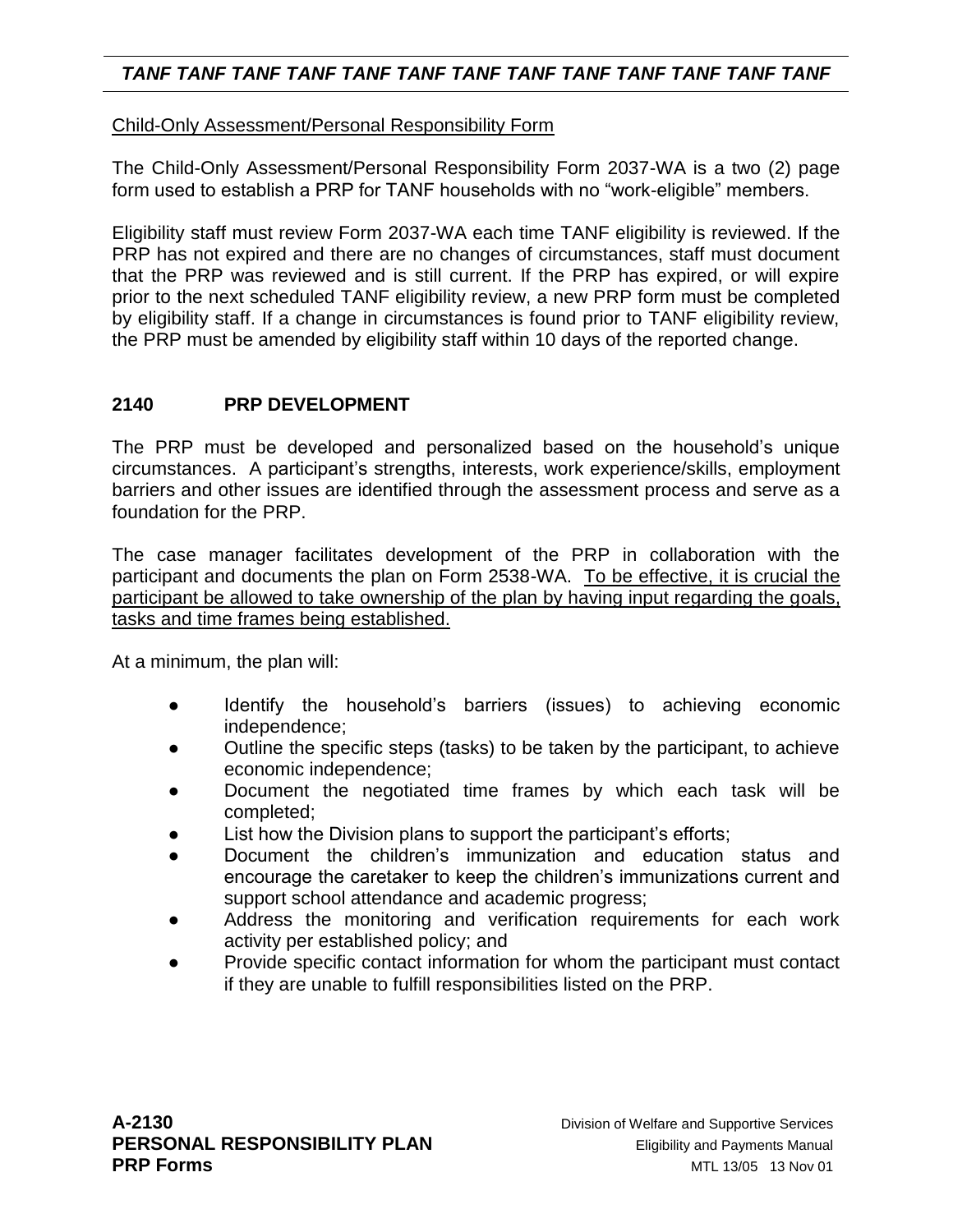Child-Only Assessment/Personal Responsibility Form

The Child-Only Assessment/Personal Responsibility Form 2037-WA is a two (2) page form used to establish a PRP for TANF households with no "work-eligible" members.

Eligibility staff must review Form 2037-WA each time TANF eligibility is reviewed. If the PRP has not expired and there are no changes of circumstances, staff must document that the PRP was reviewed and is still current. If the PRP has expired, or will expire prior to the next scheduled TANF eligibility review, a new PRP form must be completed by eligibility staff. If a change in circumstances is found prior to TANF eligibility review, the PRP must be amended by eligibility staff within 10 days of the reported change.

## 2140 PRP DEVELOPMENT

The PRP must be developed and personalized based on the household's unique circumstances. A participant's strengths, interests, work experience/skills, employment barriers and other issues are identified through the assessment process and serve as a foundation for the PRP.

The case manager facilitates development of the PRP in collaboration with the participant and documents the plan on Form 2538-WA. To be effective, it is crucial the participant be allowed to take ownership of the plan by having input regarding the goals, tasks and time frames being established.

At a minimum, the plan will:

- Identify the household's barriers (issues) to achieving economic independence;
- Outline the specific steps (tasks) to be taken by the participant, to achieve economic independence;
- Document the negotiated time frames by which each task will be completed;
- List how the Division plans to support the participant's efforts;
- Document the children's immunization and education status and encourage the caretaker to keep the children's immunizations current and support school attendance and academic progress;
- Address the monitoring and verification requirements for each work activity per established policy; and
- Provide specific contact information for whom the participant must contact if they are unable to fulfill responsibilities listed on the PRP.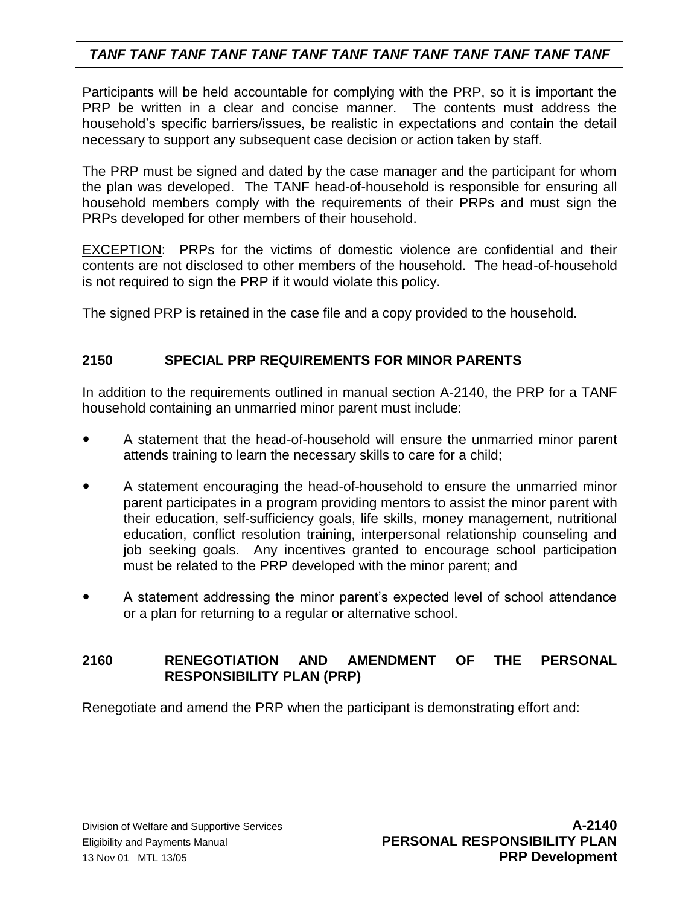Participants will be held accountable for complying with the PRP, so it is important the PRP be written in a clear and concise manner. The contents must address the household's specific barriers/issues, be realistic in expectations and contain the detail necessary to support any subsequent case decision or action taken by staff.

The PRP must be signed and dated by the case manager and the participant for whom the plan was developed. The TANF head-of-household is responsible for ensuring all household members comply with the requirements of their PRPs and must sign the PRPs developed for other members of their household.

EXCEPTION: PRPs for the victims of domestic violence are confidential and their contents are not disclosed to other members of the household. The head-of-household is not required to sign the PRP if it would violate this policy.

The signed PRP is retained in the case file and a copy provided to the household.

## 2150 SPECIAL PRP REQUIREMENTS FOR MINOR PARENTS

In addition to the requirements outlined in manual section A-2140, the PRP for a TANF household containing an unmarried minor parent must include:

- A statement that the head-of-household will ensure the unmarried minor parent attends training to learn the necessary skills to care for a child;
- A statement encouraging the head-of-household to ensure the unmarried minor parent participates in a program providing mentors to assist the minor parent with their education, self-sufficiency goals, life skills, money management, nutritional education, conflict resolution training, interpersonal relationship counseling and job seeking goals. Any incentives granted to encourage school participation must be related to the PRP developed with the minor parent; and
- A statement addressing the minor parent's expected level of school attendance or a plan for returning to a regular or alternative school.

## 2160 RENEGOTIATION AND AMENDMENT OF THE PERSONAL RESPONSIBILITY PLAN (PRP)

Renegotiate and amend the PRP when the participant is demonstrating effort and: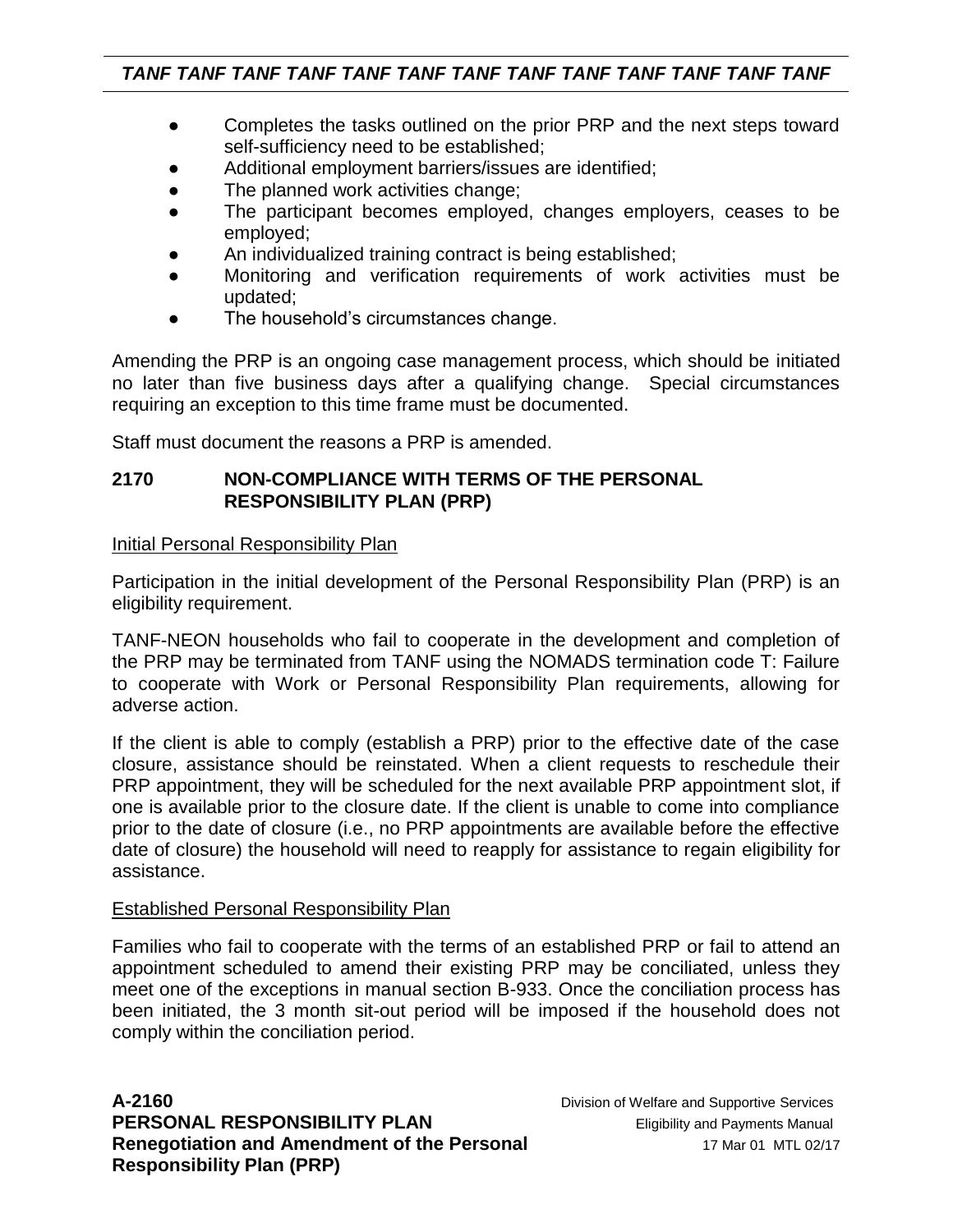- Completes the tasks outlined on the prior PRP and the next steps toward self-sufficiency need to be established;
- Additional employment barriers/issues are identified;
- The planned work activities change;
- The participant becomes employed, changes employers, ceases to be employed;
- An individualized training contract is being established;
- Monitoring and verification requirements of work activities must be updated;
- The household's circumstances change.

Amending the PRP is an ongoing case management process, which should be initiated no later than five business days after a qualifying change. Special circumstances requiring an exception to this time frame must be documented.

Staff must document the reasons a PRP is amended.

## 2170 NON-COMPLIANCE WITH TERMS OF THE PERSONAL RESPONSIBILITY PLAN (PRP)

Initial Personal Responsibility Plan

Participation in the initial development of the Personal Responsibility Plan (PRP) is an eligibility requirement.

TANF-NEON households who fail to cooperate in the development and completion of the PRP may be terminated from TANF using the NOMADS termination code T: Failure to cooperate with Work or Personal Responsibility Plan requirements, allowing for adverse action.

If the client is able to comply (establish a PRP) prior to the effective date of the case closure, assistance should be reinstated. When a client requests to reschedule their PRP appointment, they will be scheduled for the next available PRP appointment slot, if one is available prior to the closure date. If the client is unable to come into compliance prior to the date of closure (i.e., no PRP appointments are available before the effective date of closure) the household will need to reapply for assistance to regain eligibility for assistance.

Established Personal Responsibility Plan

Families who fail to cooperate with the terms of an established PRP or fail to attend an appointment scheduled to amend their existing PRP may be conciliated, unless they meet one of the exceptions in manual section B-933. Once the conciliation process has been initiated, the 3 month sit-out period will be imposed if the household does not comply within the conciliation period.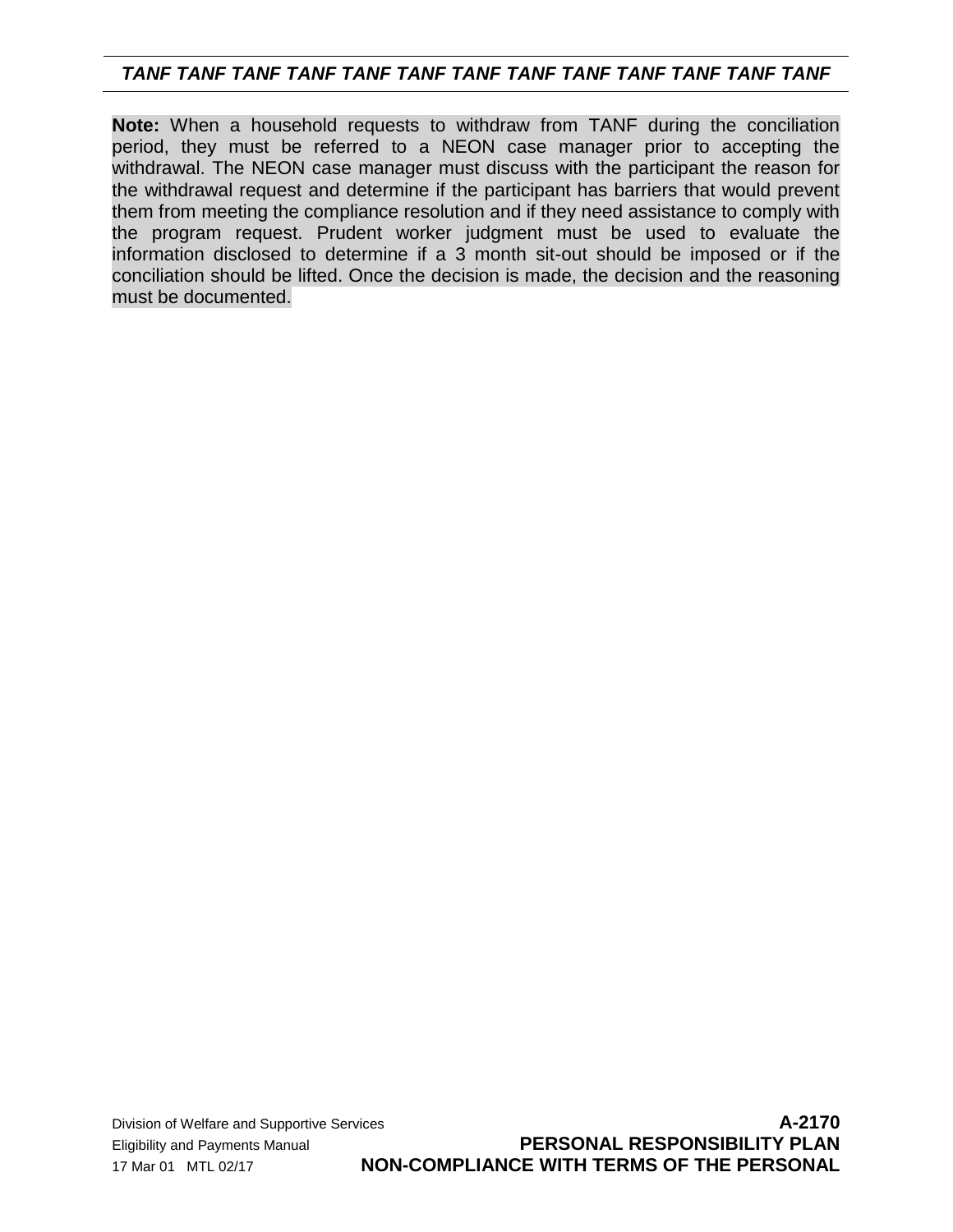***TANF TANF TANF TANF TANF TANF TANF TANF TANF TANF TANF TANF TANF***

**Note:** When a household requests to withdraw from TANF during the conciliation period, they must be referred to a NEON case manager prior to accepting the withdrawal. The NEON case manager must discuss with the participant the reason for the withdrawal request and determine if the participant has barriers that would prevent them from meeting the compliance resolution and if they need assistance to comply with the program request. Prudent worker judgment must be used to evaluate the information disclosed to determine if a 3 month sit-out should be imposed or if the conciliation should be lifted. Once the decision is made, the decision and the reasoning must be documented.